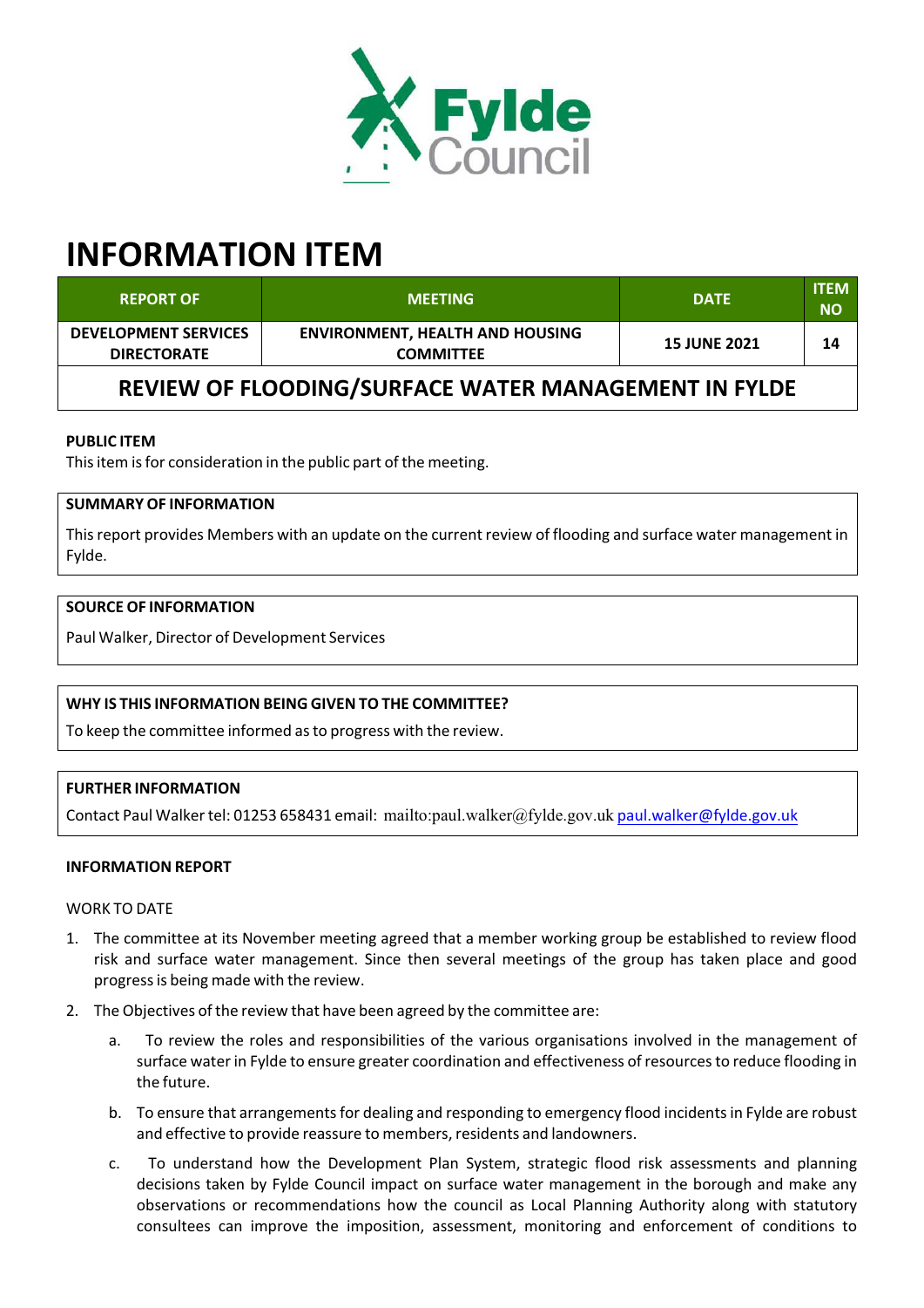# INFORMATION ITEM

| REPORT OF | MEETING | DATE | ITEM NO |
|---|---|---|---|
| DEVELOPMENT SERVICES DIRECTORATE | ENVIRONMENT, HEALTH AND HOUSING COMMITTEE | 15 JUNE 2021 | 14 |

## REVIEW OF FLOODING/SURFACE WATER MANAGEMENT IN FYLDE

**PUBLIC ITEM**

This item is for consideration in the public part of the meeting.

**SUMMARY OF INFORMATION**

This report provides Members with an update on the current review of flooding and surface water management in Fylde.

**SOURCE OF INFORMATION**

Paul Walker, Director of Development Services

**WHY IS THIS INFORMATION BEING GIVEN TO THE COMMITTEE?**

To keep the committee informed as to progress with the review.

**FURTHER INFORMATION**

Contact Paul Walker tel: 01253 658431 email: mailto:paul.walker@fylde.gov.uk paul.walker@fylde.gov.uk

**INFORMATION REPORT**

WORK TO DATE

1. The committee at its November meeting agreed that a member working group be established to review flood risk and surface water management. Since then several meetings of the group has taken place and good progress is being made with the review.
2. The Objectives of the review that have been agreed by the committee are:
   a. To review the roles and responsibilities of the various organisations involved in the management of surface water in Fylde to ensure greater coordination and effectiveness of resources to reduce flooding in the future.
   b. To ensure that arrangements for dealing and responding to emergency flood incidents in Fylde are robust and effective to provide reassure to members, residents and landowners.
   c. To understand how the Development Plan System, strategic flood risk assessments and planning decisions taken by Fylde Council impact on surface water management in the borough and make any observations or recommendations how the council as Local Planning Authority along with statutory consultees can improve the imposition, assessment, monitoring and enforcement of conditions to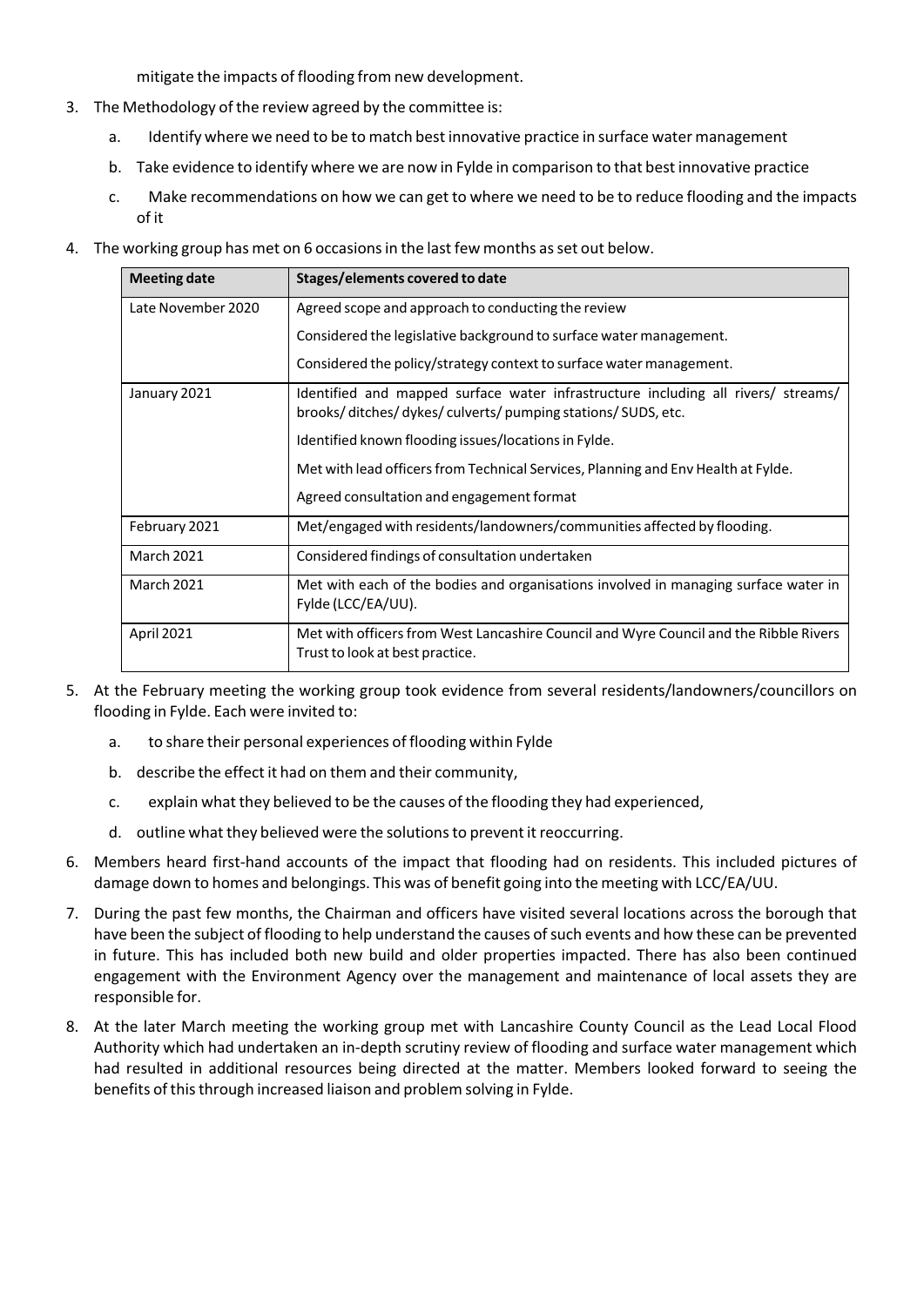mitigate the impacts of flooding from new development.

3. The Methodology of the review agreed by the committee is:
   a. Identify where we need to be to match best innovative practice in surface water management
   b. Take evidence to identify where we are now in Fylde in comparison to that best innovative practice
   c. Make recommendations on how we can get to where we need to be to reduce flooding and the impacts of it

4. The working group has met on 6 occasions in the last few months as set out below.

| Meeting date | Stages/elements covered to date |
| --- | --- |
| Late November 2020 | Agreed scope and approach to conducting the review<br>Considered the legislative background to surface water management.<br>Considered the policy/strategy context to surface water management. |
| January 2021 | Identified and mapped surface water infrastructure including all rivers/ streams/ brooks/ ditches/ dykes/ culverts/ pumping stations/ SUDS, etc.<br>Identified known flooding issues/locations in Fylde.<br>Met with lead officers from Technical Services, Planning and Env Health at Fylde.<br>Agreed consultation and engagement format |
| February 2021 | Met/engaged with residents/landowners/communities affected by flooding. |
| March 2021 | Considered findings of consultation undertaken |
| March 2021 | Met with each of the bodies and organisations involved in managing surface water in Fylde (LCC/EA/UU). |
| April 2021 | Met with officers from West Lancashire Council and Wyre Council and the Ribble Rivers Trust to look at best practice. |

5. At the February meeting the working group took evidence from several residents/landowners/councillors on flooding in Fylde. Each were invited to:
   a. to share their personal experiences of flooding within Fylde
   b. describe the effect it had on them and their community,
   c. explain what they believed to be the causes of the flooding they had experienced,
   d. outline what they believed were the solutions to prevent it reoccurring.

6. Members heard first-hand accounts of the impact that flooding had on residents. This included pictures of damage down to homes and belongings. This was of benefit going into the meeting with LCC/EA/UU.

7. During the past few months, the Chairman and officers have visited several locations across the borough that have been the subject of flooding to help understand the causes of such events and how these can be prevented in future. This has included both new build and older properties impacted. There has also been continued engagement with the Environment Agency over the management and maintenance of local assets they are responsible for.

8. At the later March meeting the working group met with Lancashire County Council as the Lead Local Flood Authority which had undertaken an in-depth scrutiny review of flooding and surface water management which had resulted in additional resources being directed at the matter. Members looked forward to seeing the benefits of this through increased liaison and problem solving in Fylde.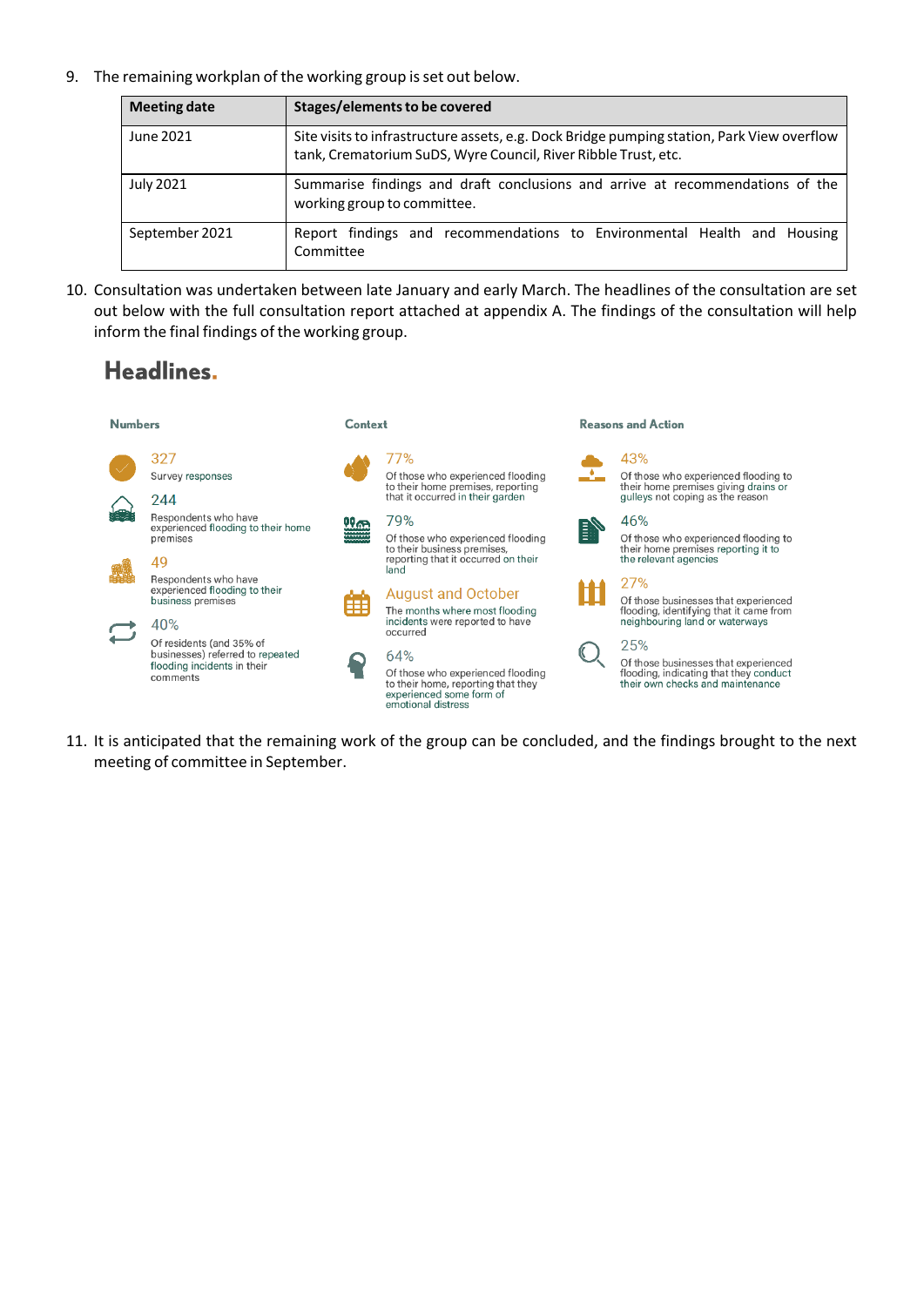9. The remaining workplan of the working group is set out below.

| Meeting date | Stages/elements to be covered |
|---|---|
| June 2021 | Site visits to infrastructure assets, e.g. Dock Bridge pumping station, Park View overflow tank, Crematorium SuDS, Wyre Council, River Ribble Trust, etc. |
| July 2021 | Summarise findings and draft conclusions and arrive at recommendations of the working group to committee. |
| September 2021 | Report findings and recommendations to Environmental Health and Housing Committee |

10. Consultation was undertaken between late January and early March. The headlines of the consultation are set out below with the full consultation report attached at appendix A. The findings of the consultation will help inform the final findings of the working group.

## Headlines.

### Numbers

327
Survey responses

244
Respondents who have experienced flooding to their home premises

49
Respondents who have experienced flooding to their business premises

40%
Of residents (and 35% of businesses) referred to repeated flooding incidents in their comments

### Context

77%
Of those who experienced flooding to their home premises, reporting that it occurred in their garden

79%
Of those who experienced flooding to their business premises, reporting that it occurred on their land

August and October
The months where most flooding incidents were reported to have occurred

64%
Of those who experienced flooding to their home, reporting that they experienced some form of emotional distress

### Reasons and Action

43%
Of those who experienced flooding to their home premises giving drains or gulleys not coping as the reason

46%
Of those who experienced flooding to their home premises reporting it to the relevant agencies

27%
Of those businesses that experienced flooding, identifying that it came from neighbouring land or waterways

25%
Of those businesses that experienced flooding, indicating that they conduct their own checks and maintenance

11. It is anticipated that the remaining work of the group can be concluded, and the findings brought to the next meeting of committee in September.